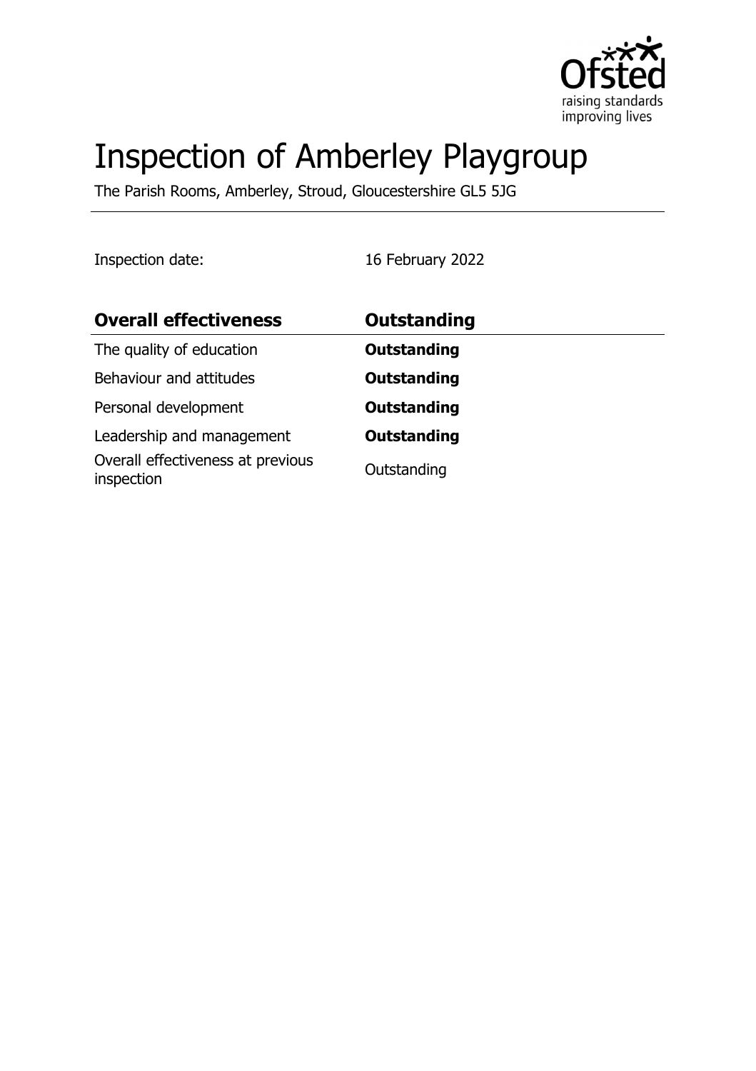# Inspection of Amberley Playgroup

The Parish Rooms, Amberley, Stroud, Gloucestershire GL5 5JG

Inspection date: 16 February 2022

| **Overall effectiveness** | **Outstanding** |
| --- | --- |
| The quality of education | **Outstanding** |
| Behaviour and attitudes | **Outstanding** |
| Personal development | **Outstanding** |
| Leadership and management | **Outstanding** |
| Overall effectiveness at previous inspection | Outstanding |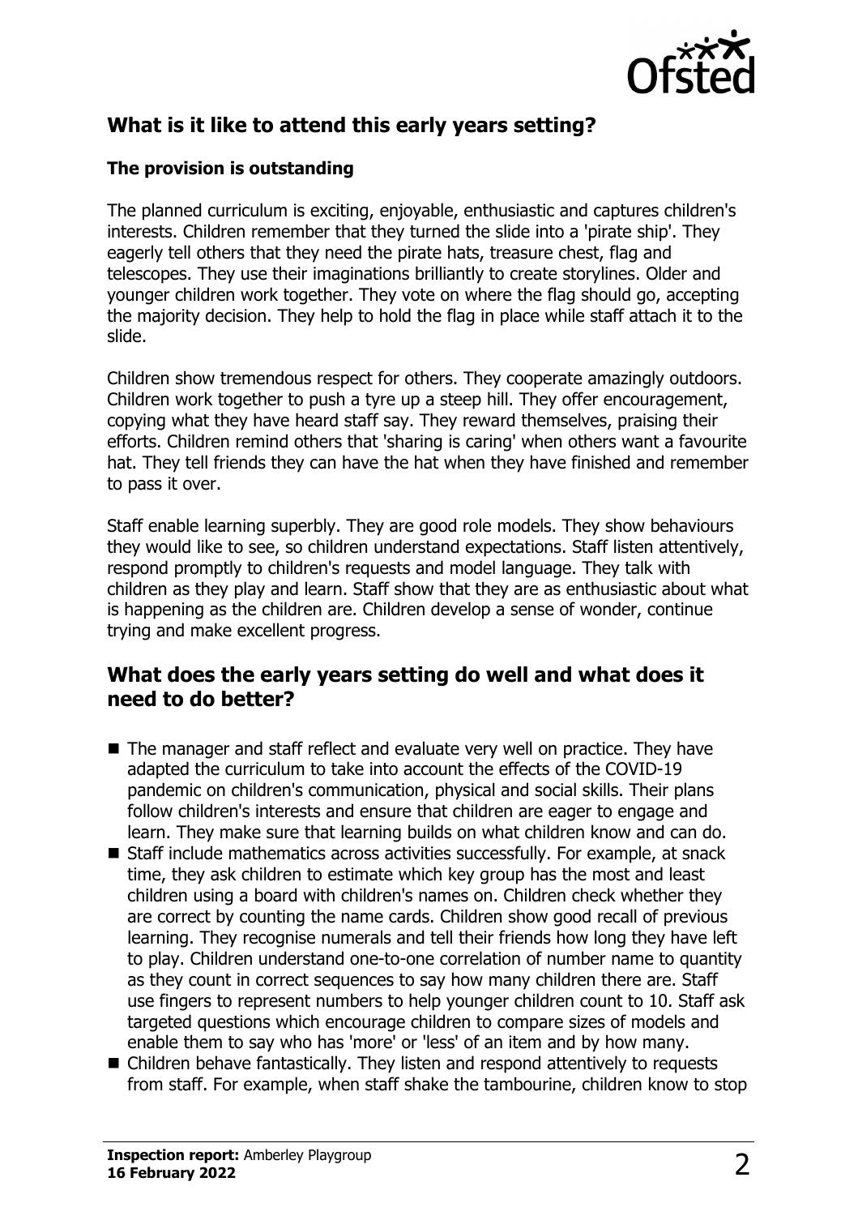## What is it like to attend this early years setting?

### The provision is outstanding

The planned curriculum is exciting, enjoyable, enthusiastic and captures children's interests. Children remember that they turned the slide into a 'pirate ship'. They eagerly tell others that they need the pirate hats, treasure chest, flag and telescopes. They use their imaginations brilliantly to create storylines. Older and younger children work together. They vote on where the flag should go, accepting the majority decision. They help to hold the flag in place while staff attach it to the slide.

Children show tremendous respect for others. They cooperate amazingly outdoors. Children work together to push a tyre up a steep hill. They offer encouragement, copying what they have heard staff say. They reward themselves, praising their efforts. Children remind others that 'sharing is caring' when others want a favourite hat. They tell friends they can have the hat when they have finished and remember to pass it over.

Staff enable learning superbly. They are good role models. They show behaviours they would like to see, so children understand expectations. Staff listen attentively, respond promptly to children's requests and model language. They talk with children as they play and learn. Staff show that they are as enthusiastic about what is happening as the children are. Children develop a sense of wonder, continue trying and make excellent progress.

## What does the early years setting do well and what does it need to do better?

- The manager and staff reflect and evaluate very well on practice. They have adapted the curriculum to take into account the effects of the COVID-19 pandemic on children's communication, physical and social skills. Their plans follow children's interests and ensure that children are eager to engage and learn. They make sure that learning builds on what children know and can do.
- Staff include mathematics across activities successfully. For example, at snack time, they ask children to estimate which key group has the most and least children using a board with children's names on. Children check whether they are correct by counting the name cards. Children show good recall of previous learning. They recognise numerals and tell their friends how long they have left to play. Children understand one-to-one correlation of number name to quantity as they count in correct sequences to say how many children there are. Staff use fingers to represent numbers to help younger children count to 10. Staff ask targeted questions which encourage children to compare sizes of models and enable them to say who has 'more' or 'less' of an item and by how many.
- Children behave fantastically. They listen and respond attentively to requests from staff. For example, when staff shake the tambourine, children know to stop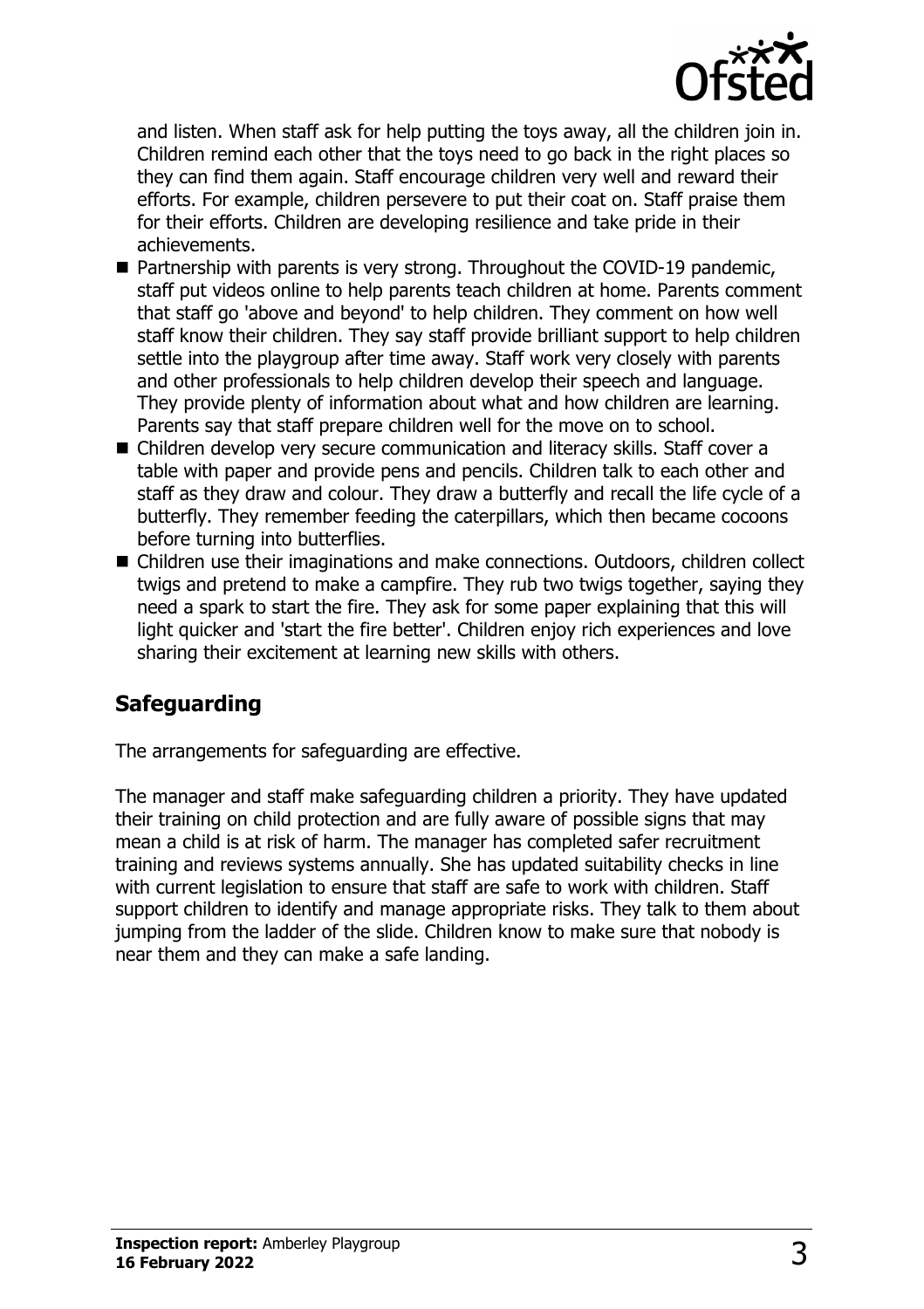and listen. When staff ask for help putting the toys away, all the children join in. Children remind each other that the toys need to go back in the right places so they can find them again. Staff encourage children very well and reward their efforts. For example, children persevere to put their coat on. Staff praise them for their efforts. Children are developing resilience and take pride in their achievements.

- Partnership with parents is very strong. Throughout the COVID-19 pandemic, staff put videos online to help parents teach children at home. Parents comment that staff go 'above and beyond' to help children. They comment on how well staff know their children. They say staff provide brilliant support to help children settle into the playgroup after time away. Staff work very closely with parents and other professionals to help children develop their speech and language. They provide plenty of information about what and how children are learning. Parents say that staff prepare children well for the move on to school.
- Children develop very secure communication and literacy skills. Staff cover a table with paper and provide pens and pencils. Children talk to each other and staff as they draw and colour. They draw a butterfly and recall the life cycle of a butterfly. They remember feeding the caterpillars, which then became cocoons before turning into butterflies.
- Children use their imaginations and make connections. Outdoors, children collect twigs and pretend to make a campfire. They rub two twigs together, saying they need a spark to start the fire. They ask for some paper explaining that this will light quicker and 'start the fire better'. Children enjoy rich experiences and love sharing their excitement at learning new skills with others.

## Safeguarding

The arrangements for safeguarding are effective.

The manager and staff make safeguarding children a priority. They have updated their training on child protection and are fully aware of possible signs that may mean a child is at risk of harm. The manager has completed safer recruitment training and reviews systems annually. She has updated suitability checks in line with current legislation to ensure that staff are safe to work with children. Staff support children to identify and manage appropriate risks. They talk to them about jumping from the ladder of the slide. Children know to make sure that nobody is near them and they can make a safe landing.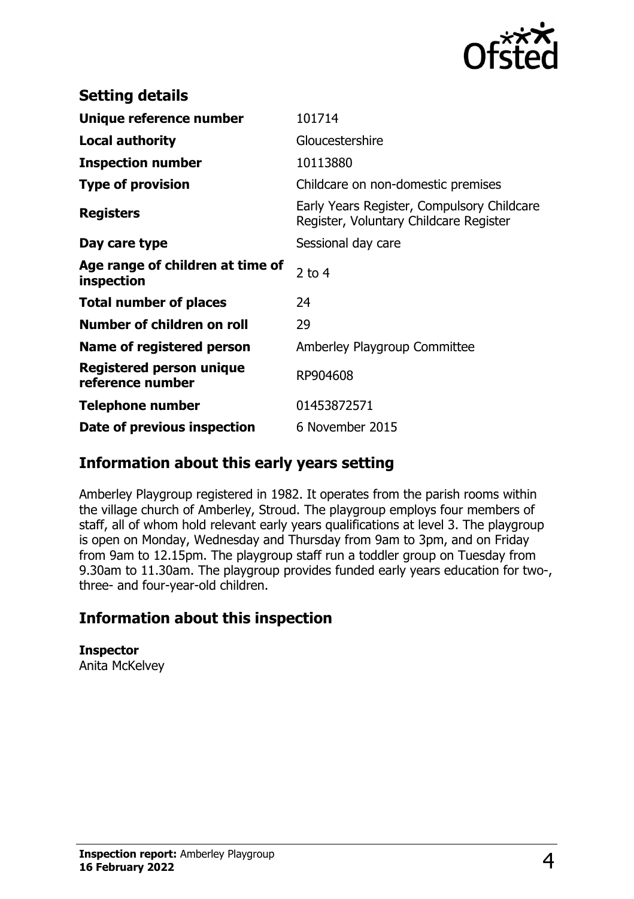## Setting details

| | |
|---|---|
| **Unique reference number** | 101714 |
| **Local authority** | Gloucestershire |
| **Inspection number** | 10113880 |
| **Type of provision** | Childcare on non-domestic premises |
| **Registers** | Early Years Register, Compulsory Childcare Register, Voluntary Childcare Register |
| **Day care type** | Sessional day care |
| **Age range of children at time of inspection** | 2 to 4 |
| **Total number of places** | 24 |
| **Number of children on roll** | 29 |
| **Name of registered person** | Amberley Playgroup Committee |
| **Registered person unique reference number** | RP904608 |
| **Telephone number** | 01453872571 |
| **Date of previous inspection** | 6 November 2015 |

## Information about this early years setting

Amberley Playgroup registered in 1982. It operates from the parish rooms within the village church of Amberley, Stroud. The playgroup employs four members of staff, all of whom hold relevant early years qualifications at level 3. The playgroup is open on Monday, Wednesday and Thursday from 9am to 3pm, and on Friday from 9am to 12.15pm. The playgroup staff run a toddler group on Tuesday from 9.30am to 11.30am. The playgroup provides funded early years education for two-, three- and four-year-old children.

## Information about this inspection

**Inspector**
Anita McKelvey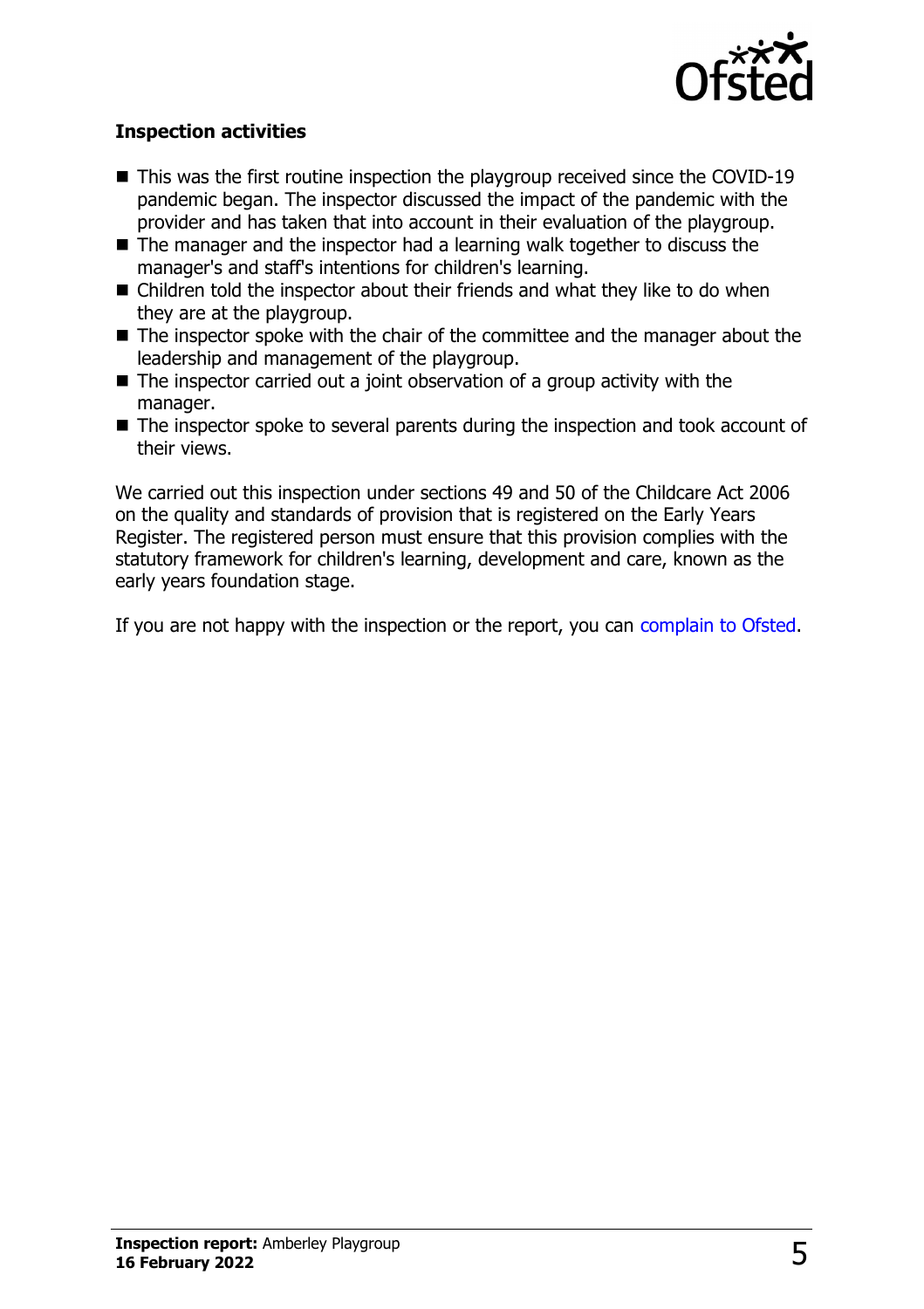**Inspection activities**

- This was the first routine inspection the playgroup received since the COVID-19 pandemic began. The inspector discussed the impact of the pandemic with the provider and has taken that into account in their evaluation of the playgroup.
- The manager and the inspector had a learning walk together to discuss the manager's and staff's intentions for children's learning.
- Children told the inspector about their friends and what they like to do when they are at the playgroup.
- The inspector spoke with the chair of the committee and the manager about the leadership and management of the playgroup.
- The inspector carried out a joint observation of a group activity with the manager.
- The inspector spoke to several parents during the inspection and took account of their views.

We carried out this inspection under sections 49 and 50 of the Childcare Act 2006 on the quality and standards of provision that is registered on the Early Years Register. The registered person must ensure that this provision complies with the statutory framework for children's learning, development and care, known as the early years foundation stage.

If you are not happy with the inspection or the report, you can complain to Ofsted.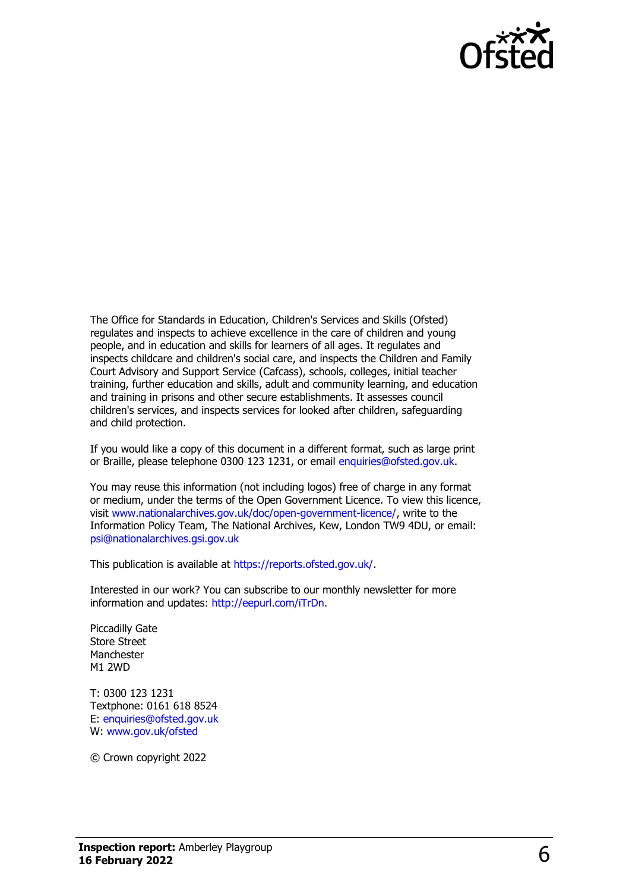The Office for Standards in Education, Children's Services and Skills (Ofsted) regulates and inspects to achieve excellence in the care of children and young people, and in education and skills for learners of all ages. It regulates and inspects childcare and children's social care, and inspects the Children and Family Court Advisory and Support Service (Cafcass), schools, colleges, initial teacher training, further education and skills, adult and community learning, and education and training in prisons and other secure establishments. It assesses council children's services, and inspects services for looked after children, safeguarding and child protection.

If you would like a copy of this document in a different format, such as large print or Braille, please telephone 0300 123 1231, or email enquiries@ofsted.gov.uk.

You may reuse this information (not including logos) free of charge in any format or medium, under the terms of the Open Government Licence. To view this licence, visit www.nationalarchives.gov.uk/doc/open-government-licence/, write to the Information Policy Team, The National Archives, Kew, London TW9 4DU, or email: psi@nationalarchives.gsi.gov.uk

This publication is available at https://reports.ofsted.gov.uk/.

Interested in our work? You can subscribe to our monthly newsletter for more information and updates: http://eepurl.com/iTrDn.

Piccadilly Gate
Store Street
Manchester
M1 2WD

T: 0300 123 1231
Textphone: 0161 618 8524
E: enquiries@ofsted.gov.uk
W: www.gov.uk/ofsted

© Crown copyright 2022